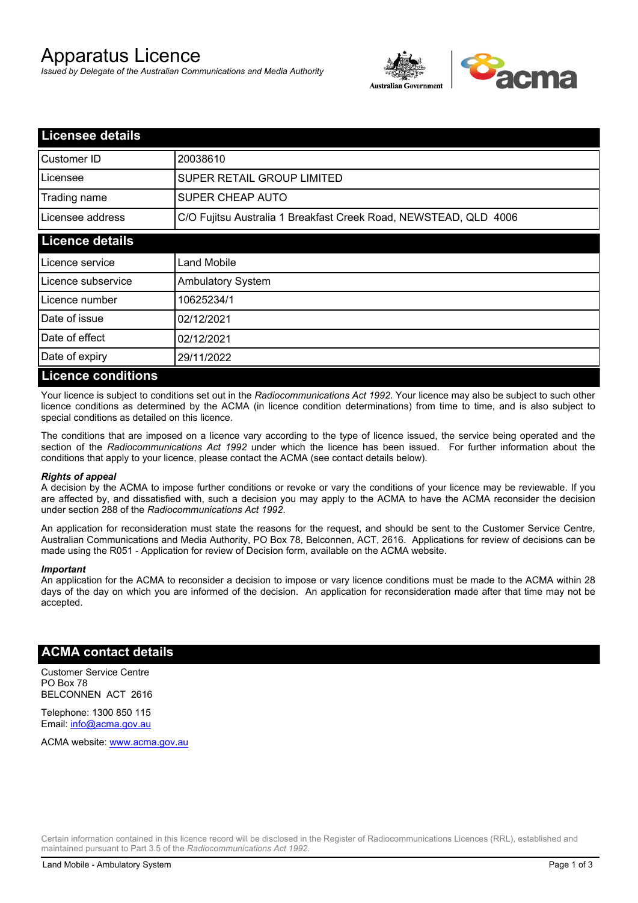# Apparatus Licence

*Issued by Delegate of the Australian Communications and Media Authority*

## Licensee details

| | |
|---|---|
| Customer ID | 20038610 |
| Licensee | SUPER RETAIL GROUP LIMITED |
| Trading name | SUPER CHEAP AUTO |
| Licensee address | C/O Fujitsu Australia 1 Breakfast Creek Road, NEWSTEAD, QLD 4006 |

## Licence details

| | |
|---|---|
| Licence service | Land Mobile |
| Licence subservice | Ambulatory System |
| Licence number | 10625234/1 |
| Date of issue | 02/12/2021 |
| Date of effect | 02/12/2021 |
| Date of expiry | 29/11/2022 |

## Licence conditions

Your licence is subject to conditions set out in the *Radiocommunications Act 1992*. Your licence may also be subject to such other licence conditions as determined by the ACMA (in licence condition determinations) from time to time, and is also subject to special conditions as detailed on this licence.

The conditions that are imposed on a licence vary according to the type of licence issued, the service being operated and the section of the *Radiocommunications Act 1992* under which the licence has been issued. For further information about the conditions that apply to your licence, please contact the ACMA (see contact details below).

***Rights of appeal***

A decision by the ACMA to impose further conditions or revoke or vary the conditions of your licence may be reviewable. If you are affected by, and dissatisfied with, such a decision you may apply to the ACMA to have the ACMA reconsider the decision under section 288 of the *Radiocommunications Act 1992*.

An application for reconsideration must state the reasons for the request, and should be sent to the Customer Service Centre, Australian Communications and Media Authority, PO Box 78, Belconnen, ACT, 2616. Applications for review of decisions can be made using the R051 - Application for review of Decision form, available on the ACMA website.

***Important***

An application for the ACMA to reconsider a decision to impose or vary licence conditions must be made to the ACMA within 28 days of the day on which you are informed of the decision. An application for reconsideration made after that time may not be accepted.

## ACMA contact details

Customer Service Centre
PO Box 78
BELCONNEN ACT 2616

Telephone: 1300 850 115
Email: info@acma.gov.au

ACMA website: www.acma.gov.au

Certain information contained in this licence record will be disclosed in the Register of Radiocommunications Licences (RRL), established and maintained pursuant to Part 3.5 of the *Radiocommunications Act 1992.*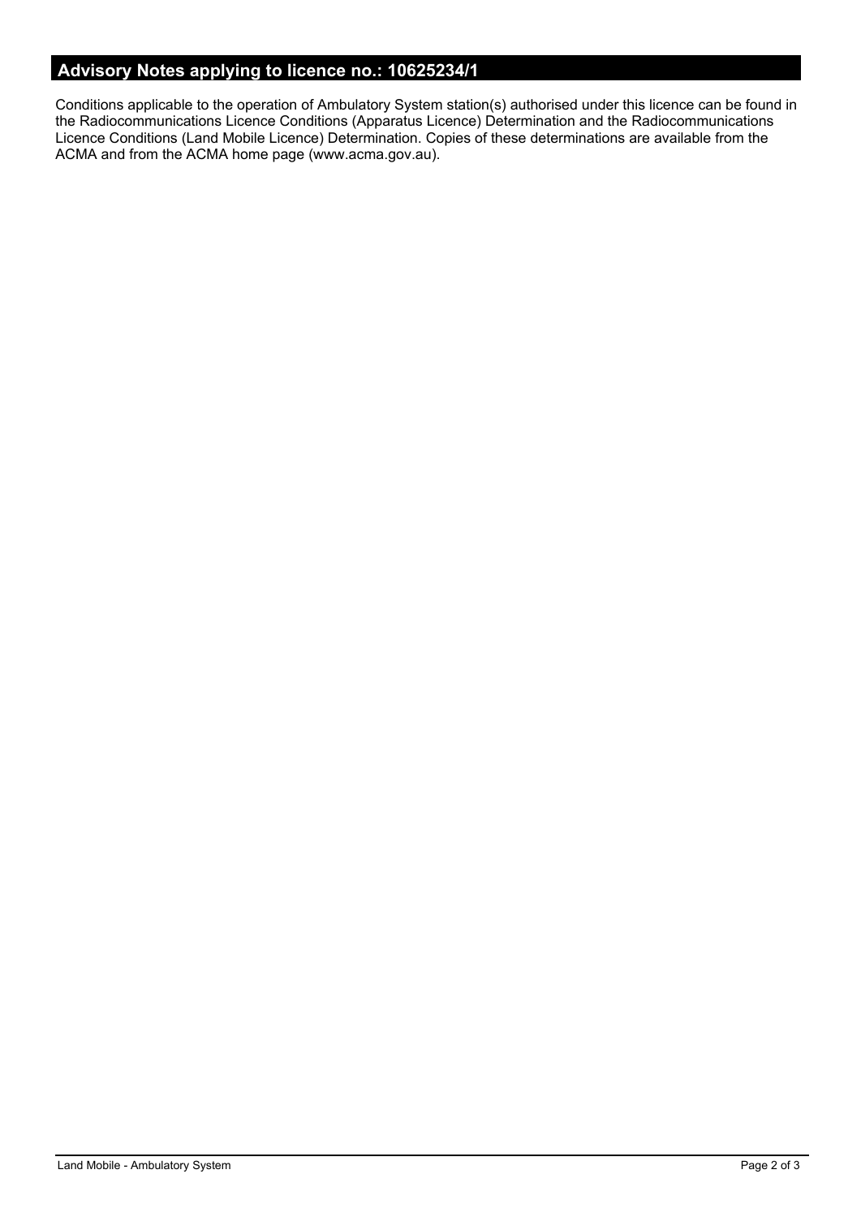## Advisory Notes applying to licence no.: 10625234/1

Conditions applicable to the operation of Ambulatory System station(s) authorised under this licence can be found in the Radiocommunications Licence Conditions (Apparatus Licence) Determination and the Radiocommunications Licence Conditions (Land Mobile Licence) Determination. Copies of these determinations are available from the ACMA and from the ACMA home page (www.acma.gov.au).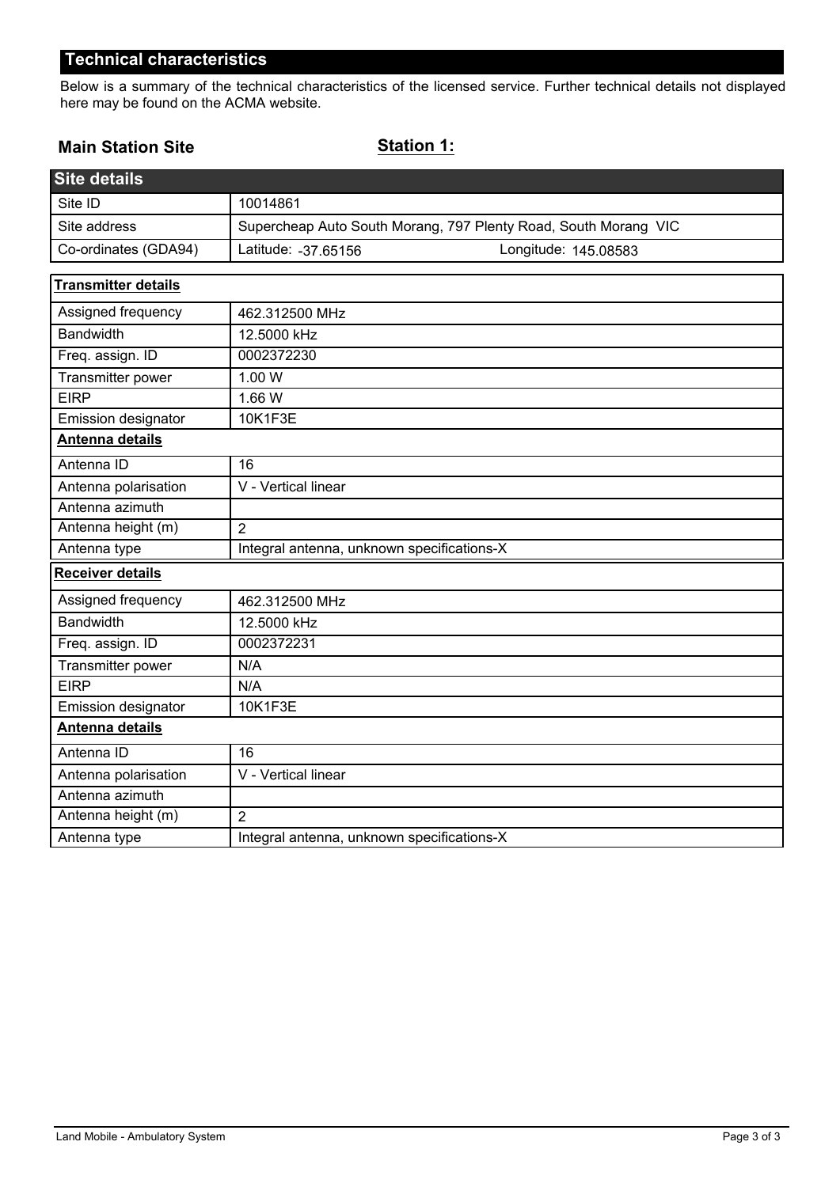## Technical characteristics

Below is a summary of the technical characteristics of the licensed service. Further technical details not displayed here may be found on the ACMA website.

**Main Station Site** **Station 1:**

| Site details | |
| --- | --- |
| Site ID | 10014861 |
| Site address | Supercheap Auto South Morang, 797 Plenty Road, South Morang VIC |
| Co-ordinates (GDA94) | Latitude: -37.65156 Longitude: 145.08583 |

| Transmitter details | |
| --- | --- |
| Assigned frequency | 462.312500 MHz |
| Bandwidth | 12.5000 kHz |
| Freq. assign. ID | 0002372230 |
| Transmitter power | 1.00 W |
| EIRP | 1.66 W |
| Emission designator | 10K1F3E |
| **Antenna details** | |
| Antenna ID | 16 |
| Antenna polarisation | V - Vertical linear |
| Antenna azimuth | |
| Antenna height (m) | 2 |
| Antenna type | Integral antenna, unknown specifications-X |

| Receiver details | |
| --- | --- |
| Assigned frequency | 462.312500 MHz |
| Bandwidth | 12.5000 kHz |
| Freq. assign. ID | 0002372231 |
| Transmitter power | N/A |
| EIRP | N/A |
| Emission designator | 10K1F3E |
| **Antenna details** | |
| Antenna ID | 16 |
| Antenna polarisation | V - Vertical linear |
| Antenna azimuth | |
| Antenna height (m) | 2 |
| Antenna type | Integral antenna, unknown specifications-X |